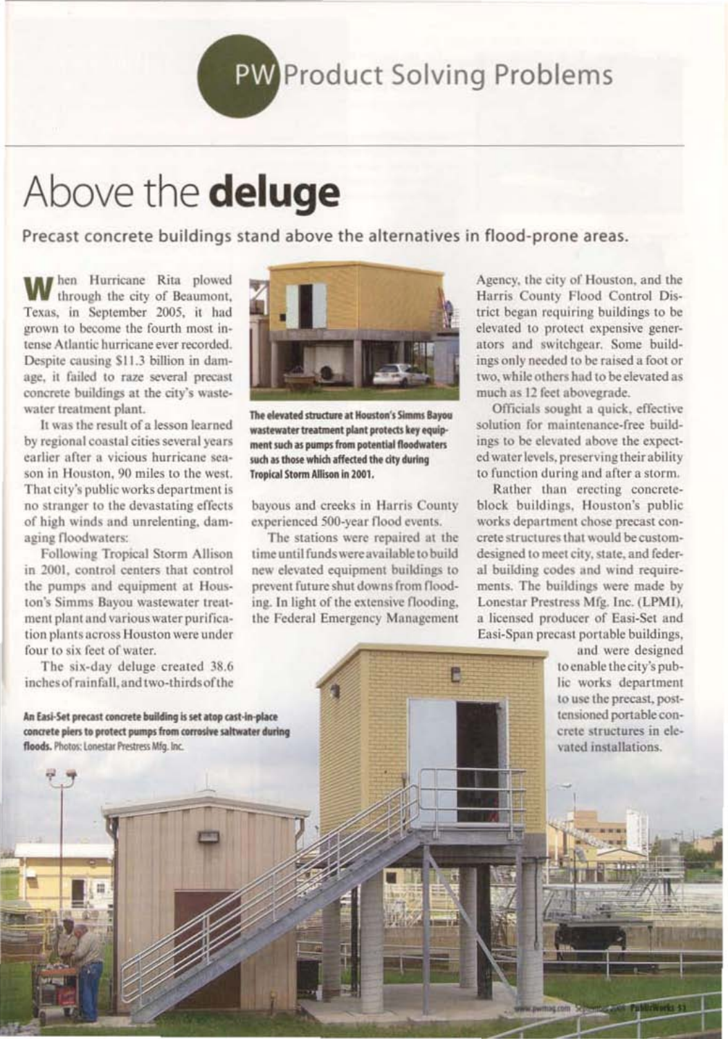# Above the **deluge**

**Precast concrete buildings stand above the alternatives in flood-prone areas.**

When Hurricane Rita plowed through the city of Beaumont, Texas, in September 2005, it had grown to become the fourth most intense Atlantic hurricane ever recorded. Despite causing $11.3 billion in damage, it failed to raze several precast concrete buildings at the city's wastewater treatment plant.

It was the result of a lesson learned by regional coastal cities several years earlier after a vicious hurricane season in Houston, 90 miles to the west. That city's public works department is no stranger to the devastating effects of high winds and unrelenting, damaging floodwaters.

Following Tropical Storm Allison in 2001, control centers that control the pumps and equipment at Houston's Simms Bayou wastewater treatment plant and various water purification plants across Houston were under four to six feet of water.

The six-day deluge created 38.6 inches of rainfall, and two-thirds of the bayous and creeks in Harris County experienced 500-year flood events.

**The elevated structure at Houston's Simms Bayou wastewater treatment plant protects key equipment such as pumps from potential floodwaters such as those which affected the city during Tropical Storm Allison in 2001.**

The stations were repaired at the time until funds were available to build new elevated equipment buildings to prevent future shut downs from flooding. In light of the extensive flooding, the Federal Emergency Management Agency, the city of Houston, and the Harris County Flood Control District began requiring buildings to be elevated to protect expensive generators and switchgear. Some buildings only needed to be raised a foot or two, while others had to be elevated as much as 12 feet abovegrade.

Officials sought a quick, effective solution for maintenance-free buildings to be elevated above the expected water levels, preserving their ability to function during and after a storm.

Rather than erecting concrete-block buildings, Houston's public works department chose precast concrete structures that would be custom-designed to meet city, state, and federal building codes and wind requirements. The buildings were made by Lonestar Prestress Mfg. Inc. (LPMI), a licensed producer of Easi-Set and Easi-Span precast portable buildings, and were designed to enable the city's public works department to use the precast, post-tensioned portable concrete structures in elevated installations.

**An Easi-Set precast concrete building is set atop cast-in-place concrete piers to protect pumps from corrosive saltwater during floods.** Photos: Lonestar Prestress Mfg. Inc.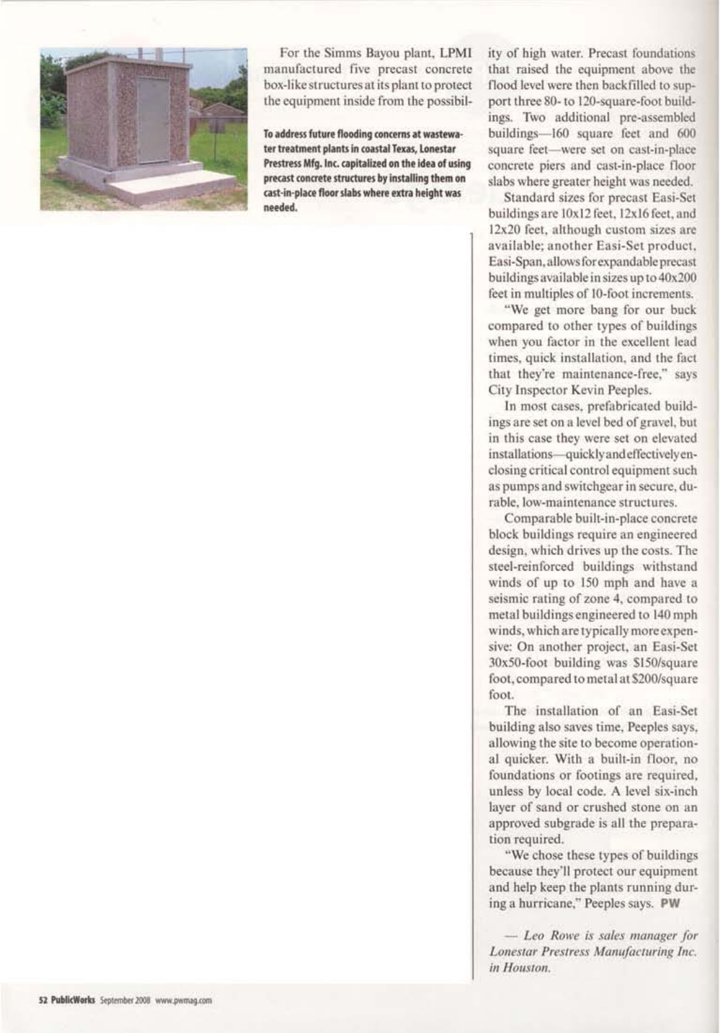For the Simms Bayou plant, LPMI manufactured five precast concrete box-like structures at its plant to protect the equipment inside from the possibility of high water. Precast foundations that raised the equipment above the flood level were then backfilled to support three 80- to 120-square-foot buildings. Two additional pre-assembled buildings—160 square feet and 600 square feet—were set on cast-in-place concrete piers and cast-in-place floor slabs where greater height was needed.

**To address future flooding concerns at wastewater treatment plants in coastal Texas, Lonestar Prestress Mfg. Inc. capitalized on the idea of using precast concrete structures by installing them on cast-in-place floor slabs where extra height was needed.**

Standard sizes for precast Easi-Set buildings are 10x12 feet, 12x16 feet, and 12x20 feet, although custom sizes are available; another Easi-Set product, Easi-Span, allows for expandable precast buildings available in sizes up to 40x200 feet in multiples of 10-foot increments.

"We get more bang for our buck compared to other types of buildings when you factor in the excellent lead times, quick installation, and the fact that they're maintenance-free," says City Inspector Kevin Peeples.

In most cases, prefabricated buildings are set on a level bed of gravel, but in this case they were set on elevated installations—quickly and effectively enclosing critical control equipment such as pumps and switchgear in secure, durable, low-maintenance structures.

Comparable built-in-place concrete block buildings require an engineered design, which drives up the costs. The steel-reinforced buildings withstand winds of up to 150 mph and have a seismic rating of zone 4, compared to metal buildings engineered to 140 mph winds, which are typically more expensive: On another project, an Easi-Set 30x50-foot building was $150/square foot, compared to metal at $200/square foot.

The installation of an Easi-Set building also saves time, Peeples says, allowing the site to become operational quicker. With a built-in floor, no foundations or footings are required, unless by local code. A level six-inch layer of sand or crushed stone on an approved subgrade is all the preparation required.

"We chose these types of buildings because they'll protect our equipment and help keep the plants running during a hurricane," Peeples says. **PW**

*— Leo Rowe is sales manager for Lonestar Prestress Manufacturing Inc. in Houston.*